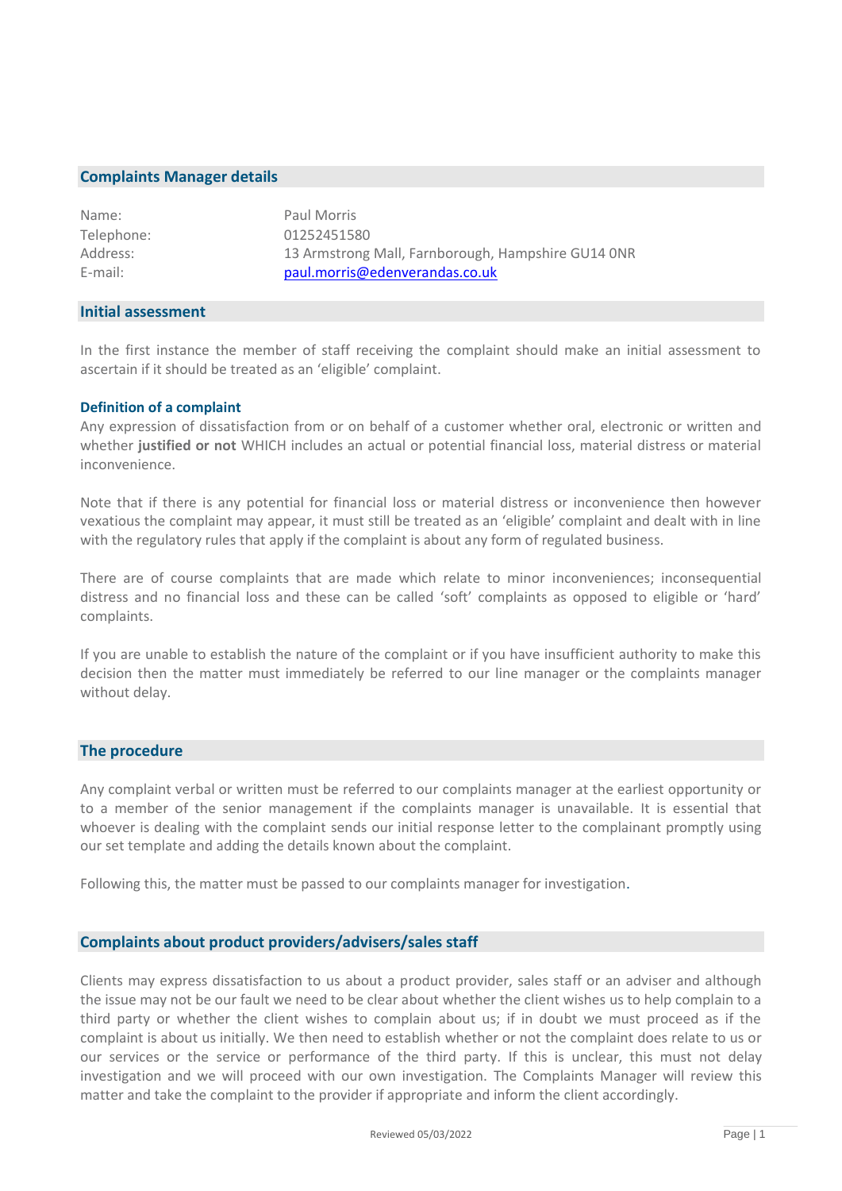## Complaints Manager details

| | |
|---|---|
| Name: | Paul Morris |
| Telephone: | 01252451580 |
| Address: | 13 Armstrong Mall, Farnborough, Hampshire GU14 0NR |
| E-mail: | paul.morris@edenverandas.co.uk |

## Initial assessment

In the first instance the member of staff receiving the complaint should make an initial assessment to ascertain if it should be treated as an 'eligible' complaint.

### Definition of a complaint

Any expression of dissatisfaction from or on behalf of a customer whether oral, electronic or written and whether **justified or not** WHICH includes an actual or potential financial loss, material distress or material inconvenience.

Note that if there is any potential for financial loss or material distress or inconvenience then however vexatious the complaint may appear, it must still be treated as an 'eligible' complaint and dealt with in line with the regulatory rules that apply if the complaint is about any form of regulated business.

There are of course complaints that are made which relate to minor inconveniences; inconsequential distress and no financial loss and these can be called 'soft' complaints as opposed to eligible or 'hard' complaints.

If you are unable to establish the nature of the complaint or if you have insufficient authority to make this decision then the matter must immediately be referred to our line manager or the complaints manager without delay.

## The procedure

Any complaint verbal or written must be referred to our complaints manager at the earliest opportunity or to a member of the senior management if the complaints manager is unavailable. It is essential that whoever is dealing with the complaint sends our initial response letter to the complainant promptly using our set template and adding the details known about the complaint.

Following this, the matter must be passed to our complaints manager for investigation.

## Complaints about product providers/advisers/sales staff

Clients may express dissatisfaction to us about a product provider, sales staff or an adviser and although the issue may not be our fault we need to be clear about whether the client wishes us to help complain to a third party or whether the client wishes to complain about us; if in doubt we must proceed as if the complaint is about us initially. We then need to establish whether or not the complaint does relate to us or our services or the service or performance of the third party. If this is unclear, this must not delay investigation and we will proceed with our own investigation. The Complaints Manager will review this matter and take the complaint to the provider if appropriate and inform the client accordingly.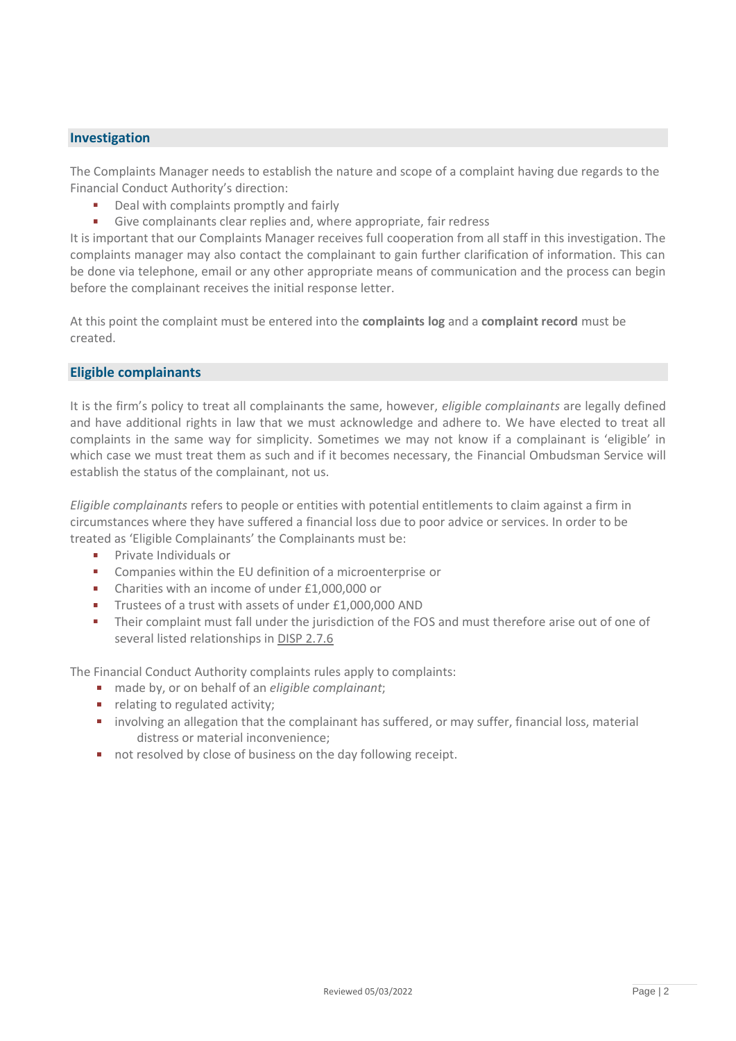## Investigation

The Complaints Manager needs to establish the nature and scope of a complaint having due regards to the Financial Conduct Authority's direction:

- Deal with complaints promptly and fairly
- Give complainants clear replies and, where appropriate, fair redress

It is important that our Complaints Manager receives full cooperation from all staff in this investigation. The complaints manager may also contact the complainant to gain further clarification of information. This can be done via telephone, email or any other appropriate means of communication and the process can begin before the complainant receives the initial response letter.

At this point the complaint must be entered into the **complaints log** and a **complaint record** must be created.

## Eligible complainants

It is the firm's policy to treat all complainants the same, however, *eligible complainants* are legally defined and have additional rights in law that we must acknowledge and adhere to. We have elected to treat all complaints in the same way for simplicity. Sometimes we may not know if a complainant is 'eligible' in which case we must treat them as such and if it becomes necessary, the Financial Ombudsman Service will establish the status of the complainant, not us.

*Eligible complainants* refers to people or entities with potential entitlements to claim against a firm in circumstances where they have suffered a financial loss due to poor advice or services. In order to be treated as 'Eligible Complainants' the Complainants must be:

- Private Individuals or
- Companies within the EU definition of a microenterprise or
- Charities with an income of under £1,000,000 or
- Trustees of a trust with assets of under £1,000,000 AND
- Their complaint must fall under the jurisdiction of the FOS and must therefore arise out of one of several listed relationships in DISP 2.7.6

The Financial Conduct Authority complaints rules apply to complaints:

- made by, or on behalf of an *eligible complainant*;
- relating to regulated activity;
- involving an allegation that the complainant has suffered, or may suffer, financial loss, material distress or material inconvenience;
- not resolved by close of business on the day following receipt.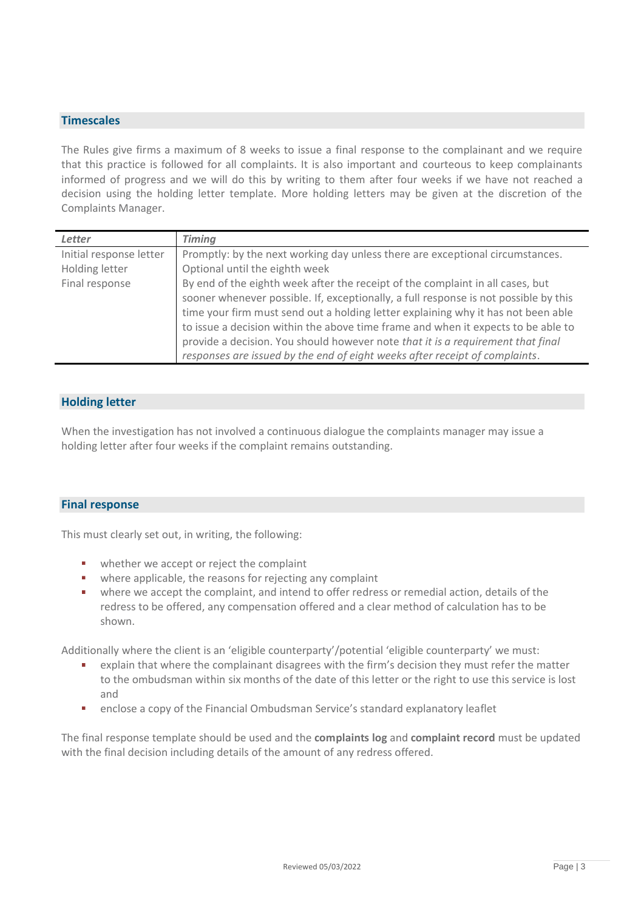## Timescales

The Rules give firms a maximum of 8 weeks to issue a final response to the complainant and we require that this practice is followed for all complaints. It is also important and courteous to keep complainants informed of progress and we will do this by writing to them after four weeks if we have not reached a decision using the holding letter template. More holding letters may be given at the discretion of the Complaints Manager.

| *Letter* | *Timing* |
|---|---|
| Initial response letter | Promptly: by the next working day unless there are exceptional circumstances. |
| Holding letter | Optional until the eighth week |
| Final response | By end of the eighth week after the receipt of the complaint in all cases, but sooner whenever possible. If, exceptionally, a full response is not possible by this time your firm must send out a holding letter explaining why it has not been able to issue a decision within the above time frame and when it expects to be able to provide a decision. You should however note *that it is a requirement that final responses are issued by the end of eight weeks after receipt of complaints*. |

## Holding letter

When the investigation has not involved a continuous dialogue the complaints manager may issue a holding letter after four weeks if the complaint remains outstanding.

## Final response

This must clearly set out, in writing, the following:

- whether we accept or reject the complaint
- where applicable, the reasons for rejecting any complaint
- where we accept the complaint, and intend to offer redress or remedial action, details of the redress to be offered, any compensation offered and a clear method of calculation has to be shown.

Additionally where the client is an 'eligible counterparty'/potential 'eligible counterparty' we must:

- explain that where the complainant disagrees with the firm's decision they must refer the matter to the ombudsman within six months of the date of this letter or the right to use this service is lost and
- enclose a copy of the Financial Ombudsman Service's standard explanatory leaflet

The final response template should be used and the **complaints log** and **complaint record** must be updated with the final decision including details of the amount of any redress offered.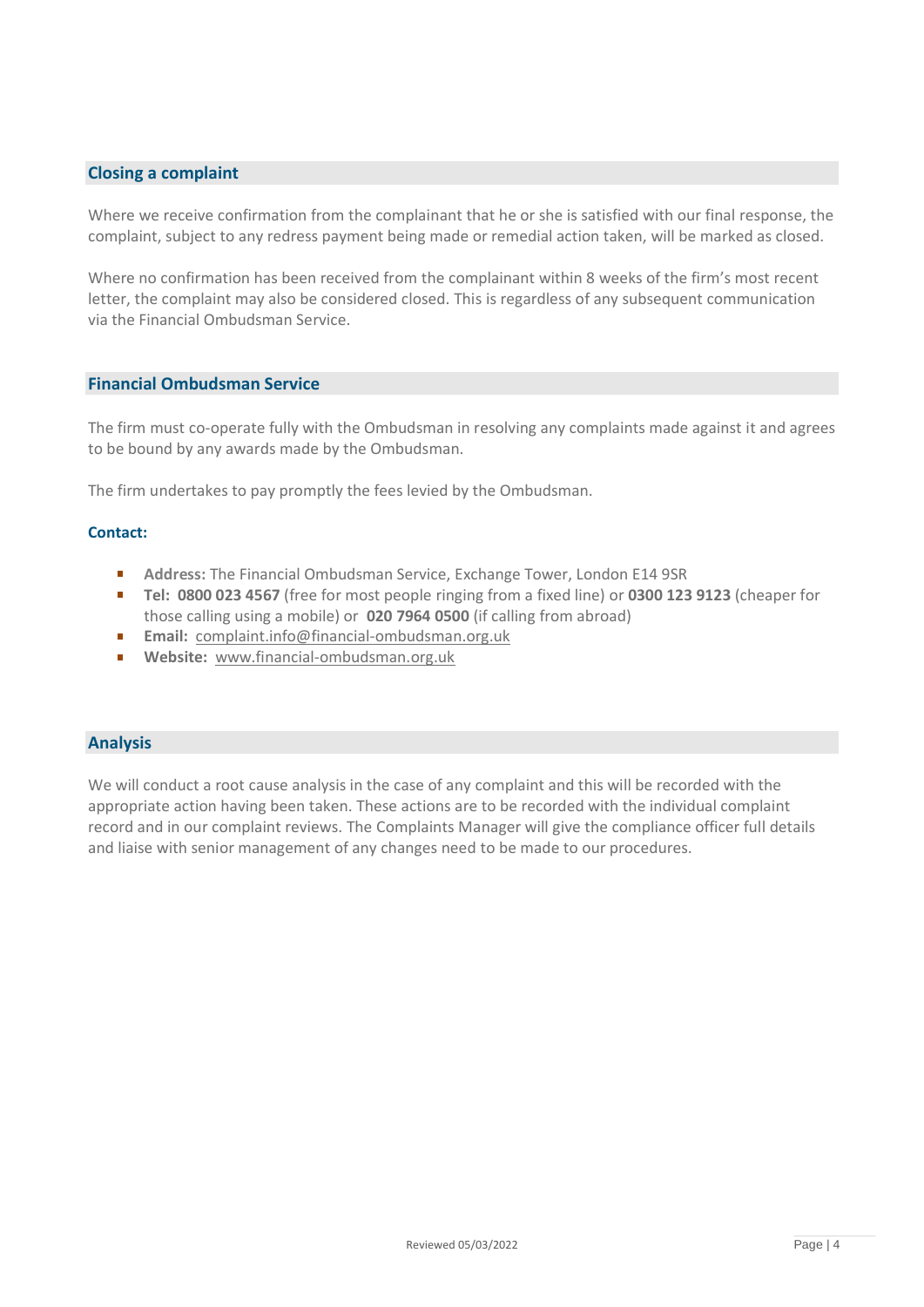## Closing a complaint

Where we receive confirmation from the complainant that he or she is satisfied with our final response, the complaint, subject to any redress payment being made or remedial action taken, will be marked as closed.

Where no confirmation has been received from the complainant within 8 weeks of the firm's most recent letter, the complaint may also be considered closed. This is regardless of any subsequent communication via the Financial Ombudsman Service.

## Financial Ombudsman Service

The firm must co-operate fully with the Ombudsman in resolving any complaints made against it and agrees to be bound by any awards made by the Ombudsman.

The firm undertakes to pay promptly the fees levied by the Ombudsman.

### Contact:

- **Address:** The Financial Ombudsman Service, Exchange Tower, London E14 9SR
- **Tel: 0800 023 4567** (free for most people ringing from a fixed line) or **0300 123 9123** (cheaper for those calling using a mobile) or **020 7964 0500** (if calling from abroad)
- **Email:** complaint.info@financial-ombudsman.org.uk
- **Website:** www.financial-ombudsman.org.uk

## Analysis

We will conduct a root cause analysis in the case of any complaint and this will be recorded with the appropriate action having been taken. These actions are to be recorded with the individual complaint record and in our complaint reviews. The Complaints Manager will give the compliance officer full details and liaise with senior management of any changes need to be made to our procedures.

Reviewed 05/03/2022